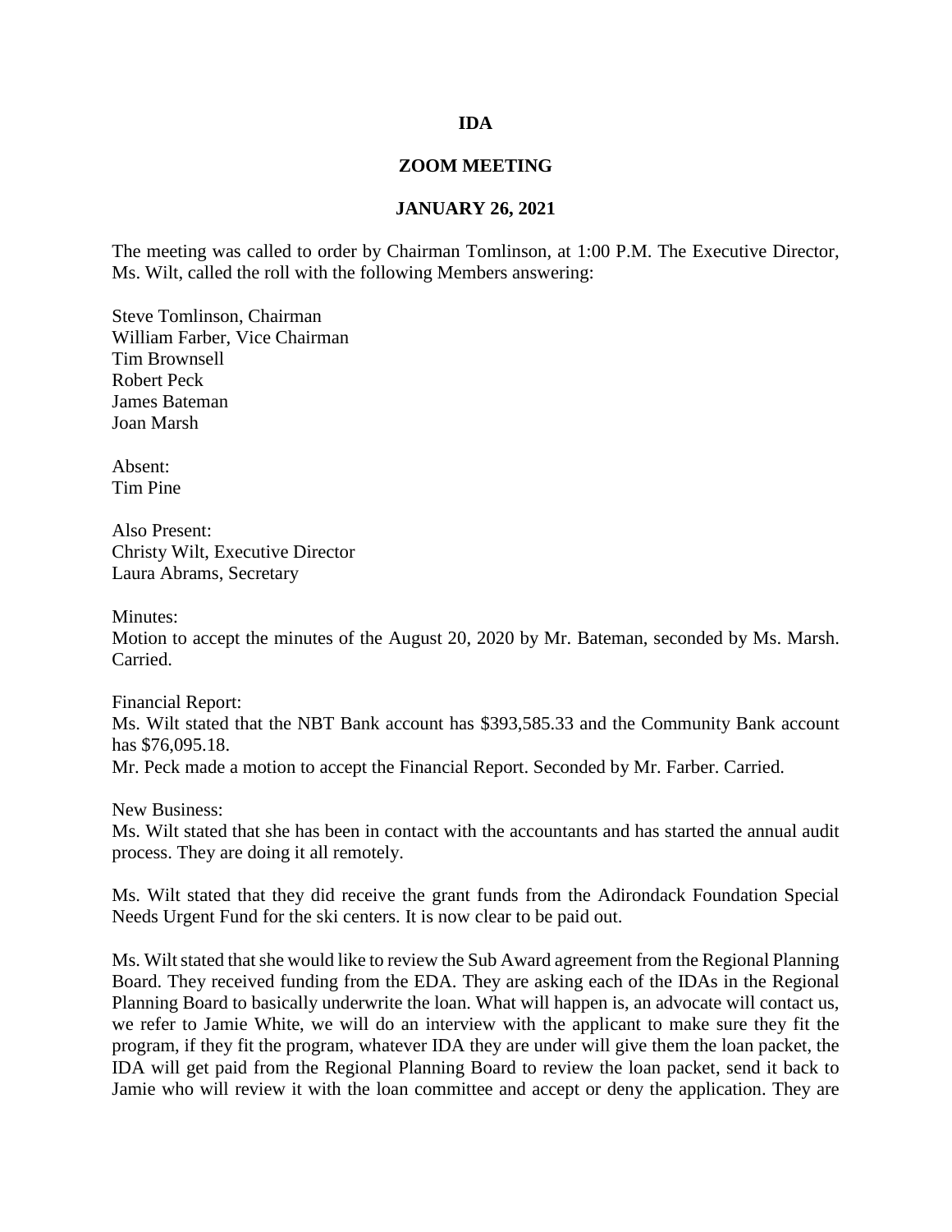# IDA

## ZOOM MEETING

### JANUARY 26, 2021

The meeting was called to order by Chairman Tomlinson, at 1:00 P.M. The Executive Director, Ms. Wilt, called the roll with the following Members answering:

Steve Tomlinson, Chairman
William Farber, Vice Chairman
Tim Brownsell
Robert Peck
James Bateman
Joan Marsh

Absent:
Tim Pine

Also Present:
Christy Wilt, Executive Director
Laura Abrams, Secretary

Minutes:
Motion to accept the minutes of the August 20, 2020 by Mr. Bateman, seconded by Ms. Marsh. Carried.

Financial Report:
Ms. Wilt stated that the NBT Bank account has $393,585.33 and the Community Bank account has $76,095.18.
Mr. Peck made a motion to accept the Financial Report. Seconded by Mr. Farber. Carried.

New Business:
Ms. Wilt stated that she has been in contact with the accountants and has started the annual audit process. They are doing it all remotely.

Ms. Wilt stated that they did receive the grant funds from the Adirondack Foundation Special Needs Urgent Fund for the ski centers. It is now clear to be paid out.

Ms. Wilt stated that she would like to review the Sub Award agreement from the Regional Planning Board. They received funding from the EDA. They are asking each of the IDAs in the Regional Planning Board to basically underwrite the loan. What will happen is, an advocate will contact us, we refer to Jamie White, we will do an interview with the applicant to make sure they fit the program, if they fit the program, whatever IDA they are under will give them the loan packet, the IDA will get paid from the Regional Planning Board to review the loan packet, send it back to Jamie who will review it with the loan committee and accept or deny the application. They are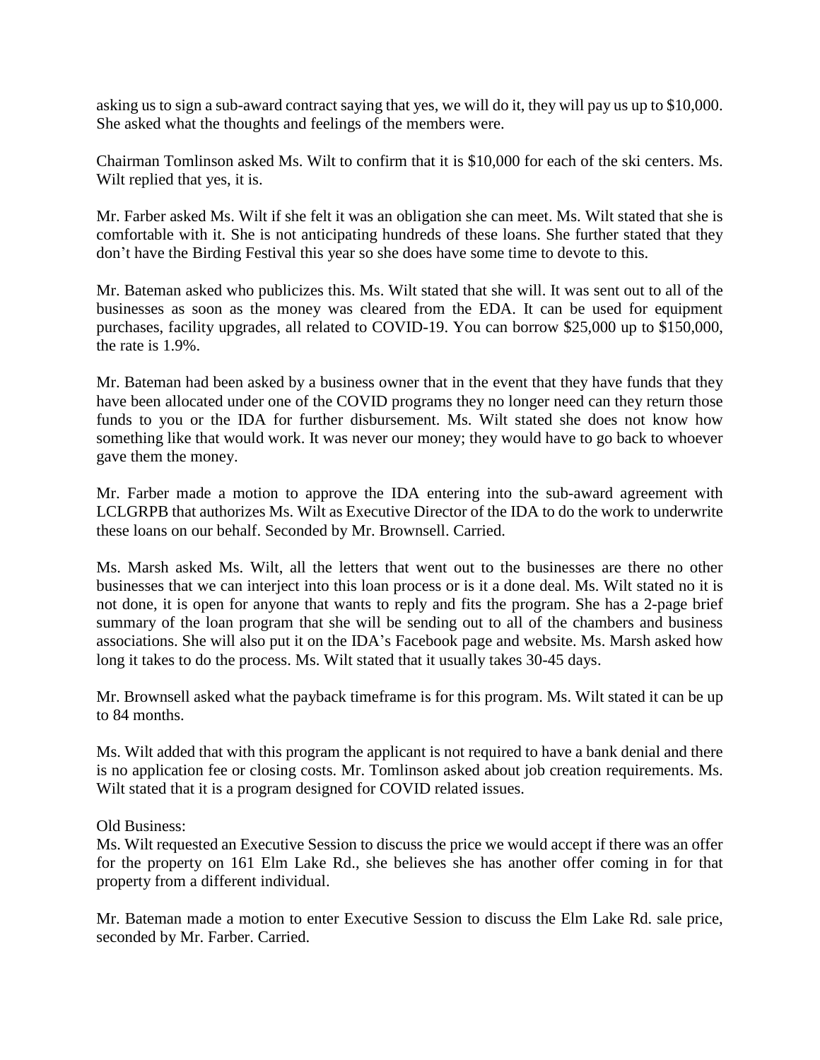asking us to sign a sub-award contract saying that yes, we will do it, they will pay us up to $10,000. She asked what the thoughts and feelings of the members were.

Chairman Tomlinson asked Ms. Wilt to confirm that it is $10,000 for each of the ski centers. Ms. Wilt replied that yes, it is.

Mr. Farber asked Ms. Wilt if she felt it was an obligation she can meet. Ms. Wilt stated that she is comfortable with it. She is not anticipating hundreds of these loans. She further stated that they don't have the Birding Festival this year so she does have some time to devote to this.

Mr. Bateman asked who publicizes this. Ms. Wilt stated that she will. It was sent out to all of the businesses as soon as the money was cleared from the EDA. It can be used for equipment purchases, facility upgrades, all related to COVID-19. You can borrow $25,000 up to $150,000, the rate is 1.9%.

Mr. Bateman had been asked by a business owner that in the event that they have funds that they have been allocated under one of the COVID programs they no longer need can they return those funds to you or the IDA for further disbursement. Ms. Wilt stated she does not know how something like that would work. It was never our money; they would have to go back to whoever gave them the money.

Mr. Farber made a motion to approve the IDA entering into the sub-award agreement with LCLGRPB that authorizes Ms. Wilt as Executive Director of the IDA to do the work to underwrite these loans on our behalf. Seconded by Mr. Brownsell. Carried.

Ms. Marsh asked Ms. Wilt, all the letters that went out to the businesses are there no other businesses that we can interject into this loan process or is it a done deal. Ms. Wilt stated no it is not done, it is open for anyone that wants to reply and fits the program. She has a 2-page brief summary of the loan program that she will be sending out to all of the chambers and business associations. She will also put it on the IDA's Facebook page and website. Ms. Marsh asked how long it takes to do the process. Ms. Wilt stated that it usually takes 30-45 days.

Mr. Brownsell asked what the payback timeframe is for this program. Ms. Wilt stated it can be up to 84 months.

Ms. Wilt added that with this program the applicant is not required to have a bank denial and there is no application fee or closing costs. Mr. Tomlinson asked about job creation requirements. Ms. Wilt stated that it is a program designed for COVID related issues.

Old Business:
Ms. Wilt requested an Executive Session to discuss the price we would accept if there was an offer for the property on 161 Elm Lake Rd., she believes she has another offer coming in for that property from a different individual.

Mr. Bateman made a motion to enter Executive Session to discuss the Elm Lake Rd. sale price, seconded by Mr. Farber. Carried.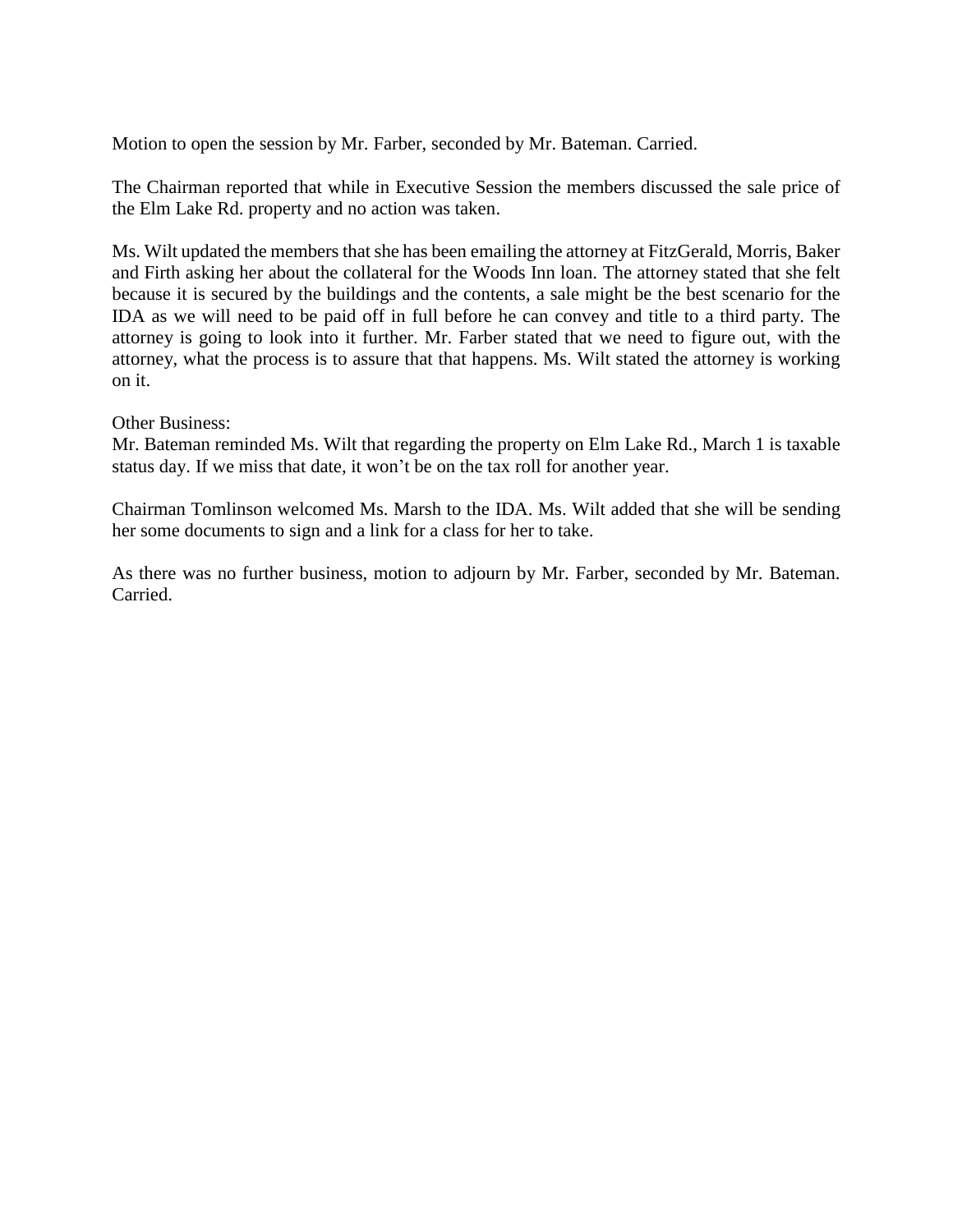Motion to open the session by Mr. Farber, seconded by Mr. Bateman. Carried.

The Chairman reported that while in Executive Session the members discussed the sale price of the Elm Lake Rd. property and no action was taken.

Ms. Wilt updated the members that she has been emailing the attorney at FitzGerald, Morris, Baker and Firth asking her about the collateral for the Woods Inn loan. The attorney stated that she felt because it is secured by the buildings and the contents, a sale might be the best scenario for the IDA as we will need to be paid off in full before he can convey and title to a third party. The attorney is going to look into it further. Mr. Farber stated that we need to figure out, with the attorney, what the process is to assure that that happens. Ms. Wilt stated the attorney is working on it.

Other Business:
Mr. Bateman reminded Ms. Wilt that regarding the property on Elm Lake Rd., March 1 is taxable status day. If we miss that date, it won't be on the tax roll for another year.

Chairman Tomlinson welcomed Ms. Marsh to the IDA. Ms. Wilt added that she will be sending her some documents to sign and a link for a class for her to take.

As there was no further business, motion to adjourn by Mr. Farber, seconded by Mr. Bateman. Carried.